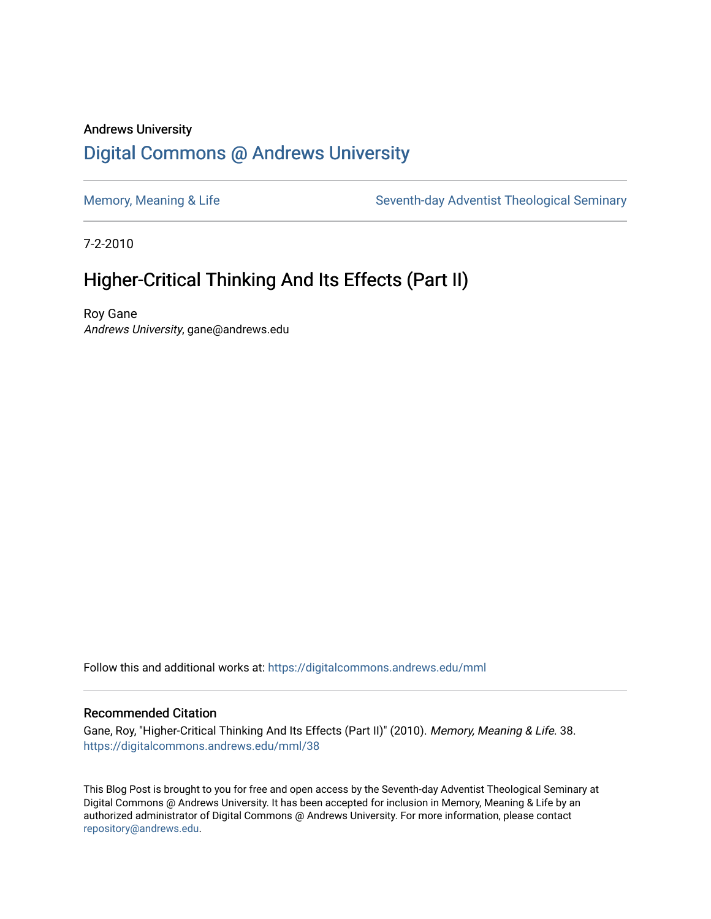Andrews University

# Digital Commons @ Andrews University

Memory, Meaning & Life

Seventh-day Adventist Theological Seminary

7-2-2010

## Higher-Critical Thinking And Its Effects (Part II)

Roy Gane
*Andrews University*, gane@andrews.edu

Follow this and additional works at: https://digitalcommons.andrews.edu/mml

### Recommended Citation

Gane, Roy, "Higher-Critical Thinking And Its Effects (Part II)" (2010). *Memory, Meaning & Life*. 38.
https://digitalcommons.andrews.edu/mml/38

This Blog Post is brought to you for free and open access by the Seventh-day Adventist Theological Seminary at Digital Commons @ Andrews University. It has been accepted for inclusion in Memory, Meaning & Life by an authorized administrator of Digital Commons @ Andrews University. For more information, please contact repository@andrews.edu.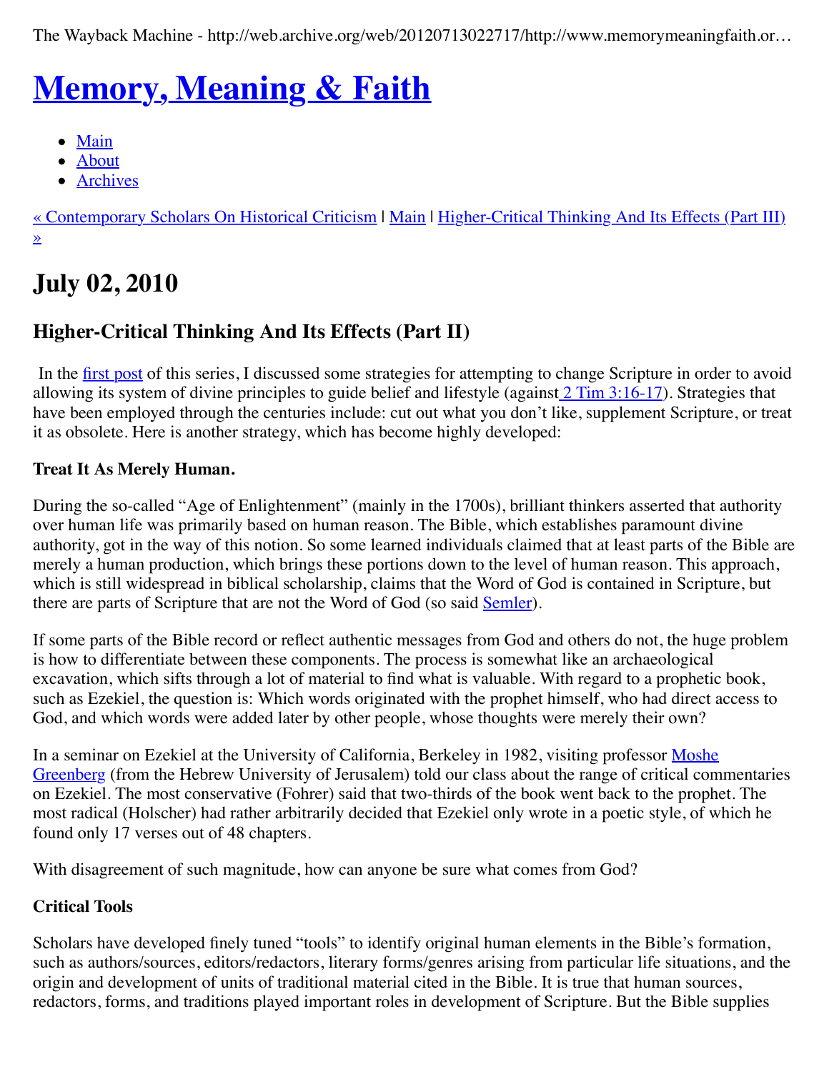The Wayback Machine - http://web.archive.org/web/20120713022717/http://www.memorymeaningfaith.or…

# [Memory, Meaning & Faith]

- [Main]
- [About]
- [Archives]

[« Contemporary Scholars On Historical Criticism] | [Main] | [Higher-Critical Thinking And Its Effects (Part III) »]

## July 02, 2010

### Higher-Critical Thinking And Its Effects (Part II)

In the [first post] of this series, I discussed some strategies for attempting to change Scripture in order to avoid allowing its system of divine principles to guide belief and lifestyle (against [2 Tim 3:16-17]). Strategies that have been employed through the centuries include: cut out what you don't like, supplement Scripture, or treat it as obsolete. Here is another strategy, which has become highly developed:

**Treat It As Merely Human.**

During the so-called "Age of Enlightenment" (mainly in the 1700s), brilliant thinkers asserted that authority over human life was primarily based on human reason. The Bible, which establishes paramount divine authority, got in the way of this notion. So some learned individuals claimed that at least parts of the Bible are merely a human production, which brings these portions down to the level of human reason. This approach, which is still widespread in biblical scholarship, claims that the Word of God is contained in Scripture, but there are parts of Scripture that are not the Word of God (so said [Semler]).

If some parts of the Bible record or reflect authentic messages from God and others do not, the huge problem is how to differentiate between these components. The process is somewhat like an archaeological excavation, which sifts through a lot of material to find what is valuable. With regard to a prophetic book, such as Ezekiel, the question is: Which words originated with the prophet himself, who had direct access to God, and which words were added later by other people, whose thoughts were merely their own?

In a seminar on Ezekiel at the University of California, Berkeley in 1982, visiting professor [Moshe Greenberg] (from the Hebrew University of Jerusalem) told our class about the range of critical commentaries on Ezekiel. The most conservative (Fohrer) said that two-thirds of the book went back to the prophet. The most radical (Holscher) had rather arbitrarily decided that Ezekiel only wrote in a poetic style, of which he found only 17 verses out of 48 chapters.

With disagreement of such magnitude, how can anyone be sure what comes from God?

**Critical Tools**

Scholars have developed finely tuned "tools" to identify original human elements in the Bible's formation, such as authors/sources, editors/redactors, literary forms/genres arising from particular life situations, and the origin and development of units of traditional material cited in the Bible. It is true that human sources, redactors, forms, and traditions played important roles in development of Scripture. But the Bible supplies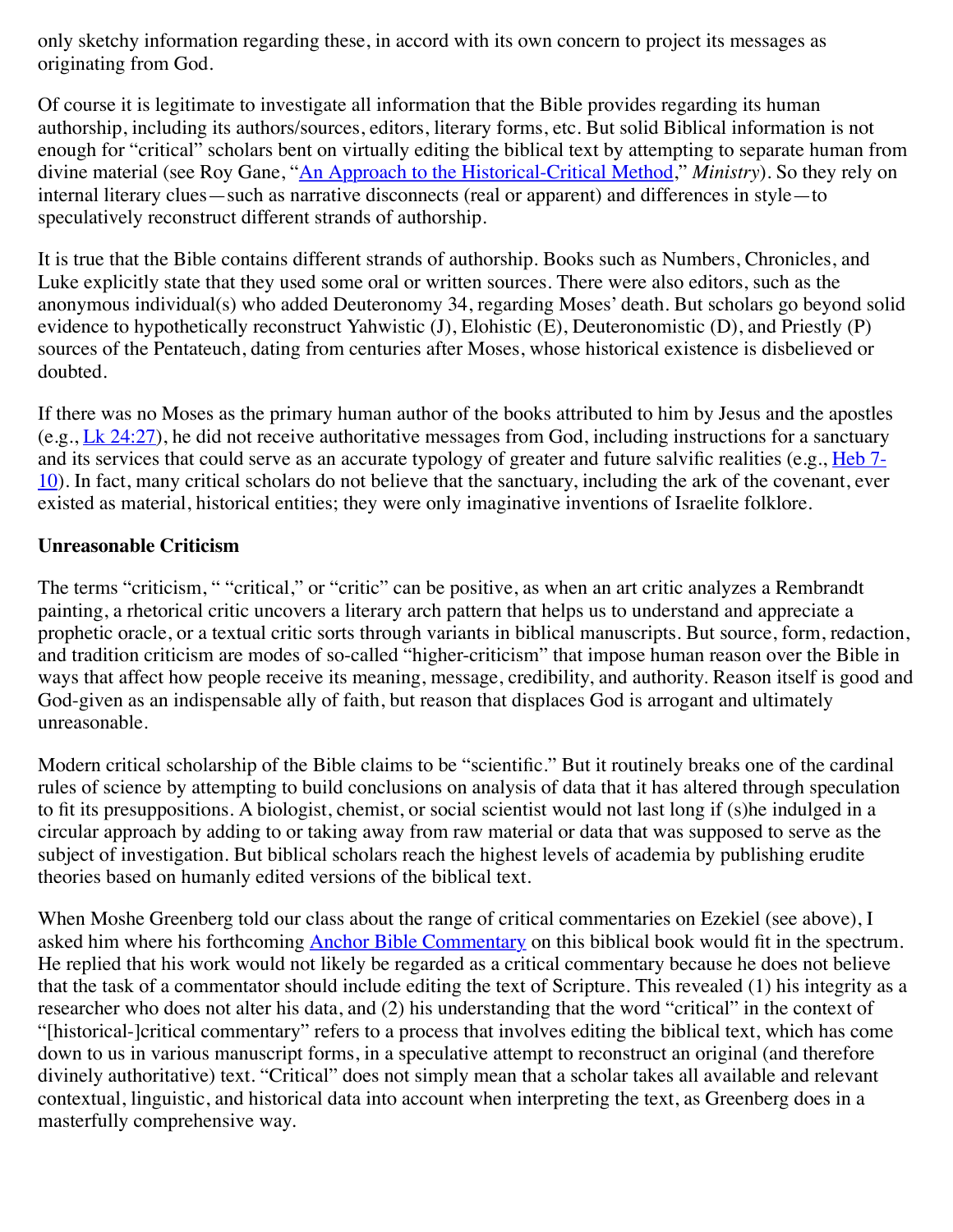only sketchy information regarding these, in accord with its own concern to project its messages as originating from God.

Of course it is legitimate to investigate all information that the Bible provides regarding its human authorship, including its authors/sources, editors, literary forms, etc. But solid Biblical information is not enough for "critical" scholars bent on virtually editing the biblical text by attempting to separate human from divine material (see Roy Gane, "An Approach to the Historical-Critical Method," *Ministry*). So they rely on internal literary clues—such as narrative disconnects (real or apparent) and differences in style—to speculatively reconstruct different strands of authorship.

It is true that the Bible contains different strands of authorship. Books such as Numbers, Chronicles, and Luke explicitly state that they used some oral or written sources. There were also editors, such as the anonymous individual(s) who added Deuteronomy 34, regarding Moses' death. But scholars go beyond solid evidence to hypothetically reconstruct Yahwistic (J), Elohistic (E), Deuteronomistic (D), and Priestly (P) sources of the Pentateuch, dating from centuries after Moses, whose historical existence is disbelieved or doubted.

If there was no Moses as the primary human author of the books attributed to him by Jesus and the apostles (e.g., Lk 24:27), he did not receive authoritative messages from God, including instructions for a sanctuary and its services that could serve as an accurate typology of greater and future salvific realities (e.g., Heb 7-10). In fact, many critical scholars do not believe that the sanctuary, including the ark of the covenant, ever existed as material, historical entities; they were only imaginative inventions of Israelite folklore.

**Unreasonable Criticism**

The terms "criticism, " "critical," or "critic" can be positive, as when an art critic analyzes a Rembrandt painting, a rhetorical critic uncovers a literary arch pattern that helps us to understand and appreciate a prophetic oracle, or a textual critic sorts through variants in biblical manuscripts. But source, form, redaction, and tradition criticism are modes of so-called "higher-criticism" that impose human reason over the Bible in ways that affect how people receive its meaning, message, credibility, and authority. Reason itself is good and God-given as an indispensable ally of faith, but reason that displaces God is arrogant and ultimately unreasonable.

Modern critical scholarship of the Bible claims to be "scientific." But it routinely breaks one of the cardinal rules of science by attempting to build conclusions on analysis of data that it has altered through speculation to fit its presuppositions. A biologist, chemist, or social scientist would not last long if (s)he indulged in a circular approach by adding to or taking away from raw material or data that was supposed to serve as the subject of investigation. But biblical scholars reach the highest levels of academia by publishing erudite theories based on humanly edited versions of the biblical text.

When Moshe Greenberg told our class about the range of critical commentaries on Ezekiel (see above), I asked him where his forthcoming Anchor Bible Commentary on this biblical book would fit in the spectrum. He replied that his work would not likely be regarded as a critical commentary because he does not believe that the task of a commentator should include editing the text of Scripture. This revealed (1) his integrity as a researcher who does not alter his data, and (2) his understanding that the word "critical" in the context of "[historical-]critical commentary" refers to a process that involves editing the biblical text, which has come down to us in various manuscript forms, in a speculative attempt to reconstruct an original (and therefore divinely authoritative) text. "Critical" does not simply mean that a scholar takes all available and relevant contextual, linguistic, and historical data into account when interpreting the text, as Greenberg does in a masterfully comprehensive way.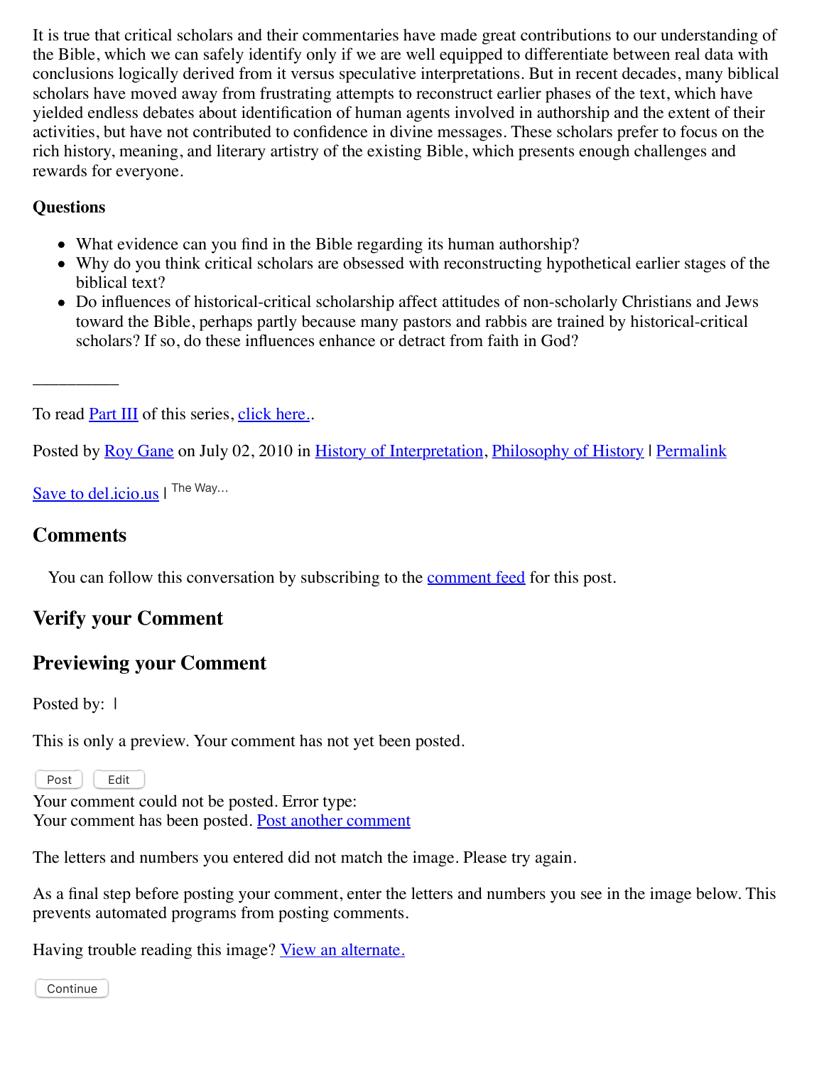It is true that critical scholars and their commentaries have made great contributions to our understanding of the Bible, which we can safely identify only if we are well equipped to differentiate between real data with conclusions logically derived from it versus speculative interpretations. But in recent decades, many biblical scholars have moved away from frustrating attempts to reconstruct earlier phases of the text, which have yielded endless debates about identification of human agents involved in authorship and the extent of their activities, but have not contributed to confidence in divine messages. These scholars prefer to focus on the rich history, meaning, and literary artistry of the existing Bible, which presents enough challenges and rewards for everyone.

**Questions**

- What evidence can you find in the Bible regarding its human authorship?
- Why do you think critical scholars are obsessed with reconstructing hypothetical earlier stages of the biblical text?
- Do influences of historical-critical scholarship affect attitudes of non-scholarly Christians and Jews toward the Bible, perhaps partly because many pastors and rabbis are trained by historical-critical scholars? If so, do these influences enhance or detract from faith in God?

__________

To read Part III of this series, click here..

Posted by Roy Gane on July 02, 2010 in History of Interpretation, Philosophy of History | Permalink

Save to del.icio.us | The Way...

## Comments

You can follow this conversation by subscribing to the comment feed for this post.

## Verify your Comment

## Previewing your Comment

Posted by: |

This is only a preview. Your comment has not yet been posted.

Post Edit

Your comment could not be posted. Error type:
Your comment has been posted. Post another comment

The letters and numbers you entered did not match the image. Please try again.

As a final step before posting your comment, enter the letters and numbers you see in the image below. This prevents automated programs from posting comments.

Having trouble reading this image? View an alternate.

Continue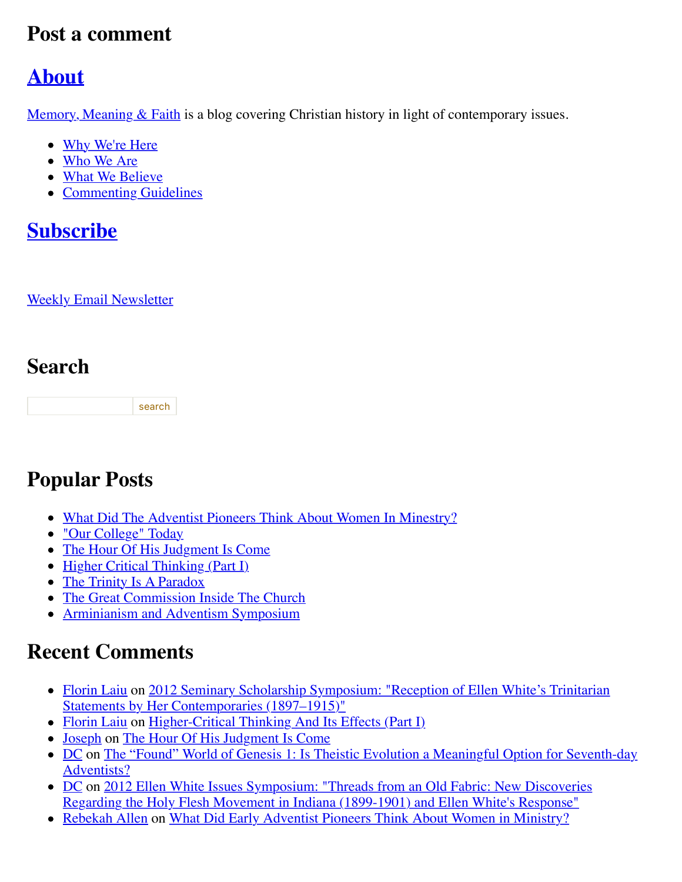## Post a comment

## About

Memory, Meaning & Faith is a blog covering Christian history in light of contemporary issues.

- Why We're Here
- Who We Are
- What We Believe
- Commenting Guidelines

## Subscribe

Weekly Email Newsletter

## Search

search

## Popular Posts

- What Did The Adventist Pioneers Think About Women In Minestry?
- "Our College" Today
- The Hour Of His Judgment Is Come
- Higher Critical Thinking (Part I)
- The Trinity Is A Paradox
- The Great Commission Inside The Church
- Arminianism and Adventism Symposium

## Recent Comments

- Florin Laiu on 2012 Seminary Scholarship Symposium: "Reception of Ellen White's Trinitarian Statements by Her Contemporaries (1897–1915)"
- Florin Laiu on Higher-Critical Thinking And Its Effects (Part I)
- Joseph on The Hour Of His Judgment Is Come
- DC on The "Found" World of Genesis 1: Is Theistic Evolution a Meaningful Option for Seventh-day Adventists?
- DC on 2012 Ellen White Issues Symposium: "Threads from an Old Fabric: New Discoveries Regarding the Holy Flesh Movement in Indiana (1899-1901) and Ellen White's Response"
- Rebekah Allen on What Did Early Adventist Pioneers Think About Women in Ministry?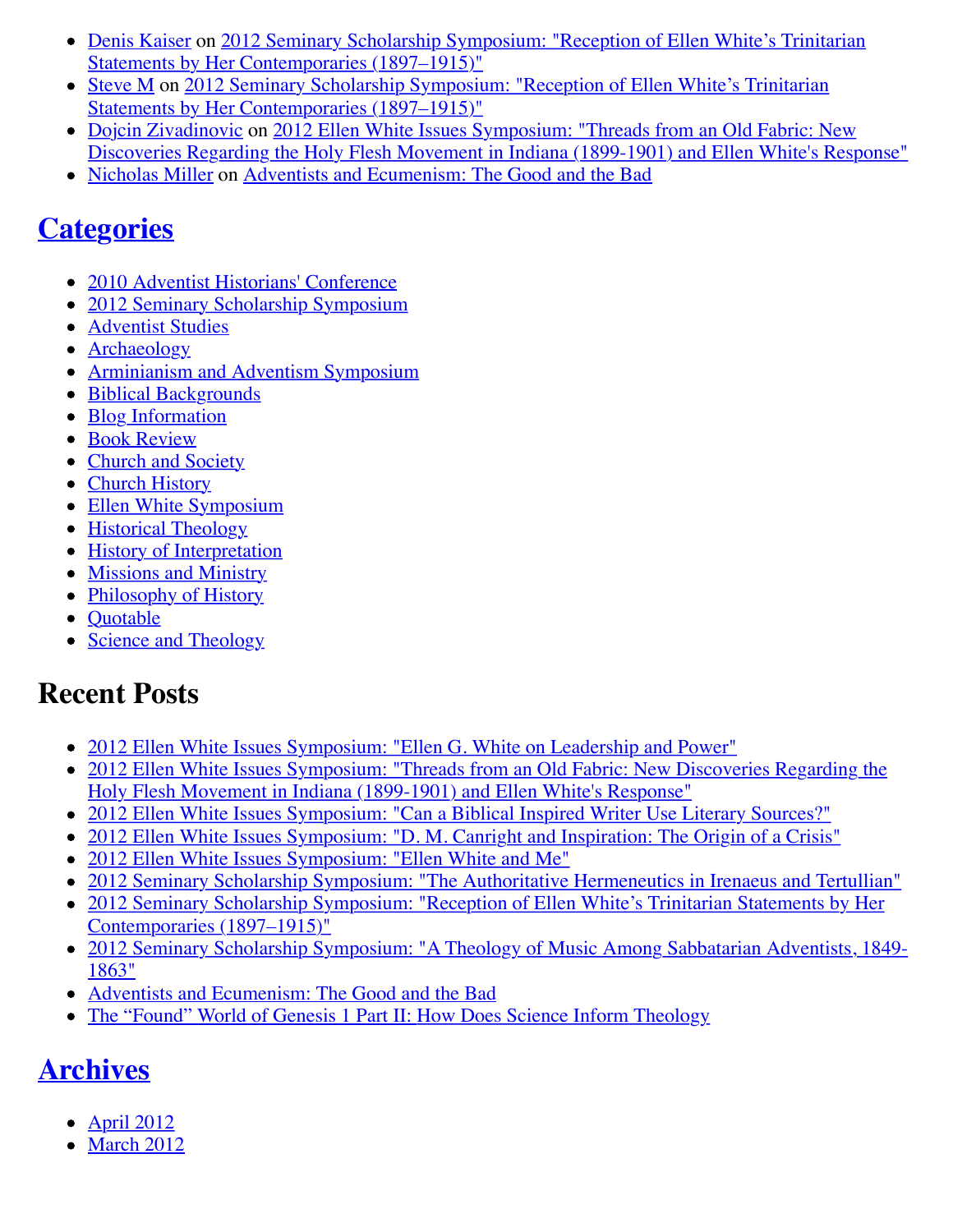- Denis Kaiser on 2012 Seminary Scholarship Symposium: "Reception of Ellen White's Trinitarian Statements by Her Contemporaries (1897–1915)"
- Steve M on 2012 Seminary Scholarship Symposium: "Reception of Ellen White's Trinitarian Statements by Her Contemporaries (1897–1915)"
- Dojcin Zivadinovic on 2012 Ellen White Issues Symposium: "Threads from an Old Fabric: New Discoveries Regarding the Holy Flesh Movement in Indiana (1899-1901) and Ellen White's Response"
- Nicholas Miller on Adventists and Ecumenism: The Good and the Bad

## Categories

- 2010 Adventist Historians' Conference
- 2012 Seminary Scholarship Symposium
- Adventist Studies
- Archaeology
- Arminianism and Adventism Symposium
- Biblical Backgrounds
- Blog Information
- Book Review
- Church and Society
- Church History
- Ellen White Symposium
- Historical Theology
- History of Interpretation
- Missions and Ministry
- Philosophy of History
- Quotable
- Science and Theology

## Recent Posts

- 2012 Ellen White Issues Symposium: "Ellen G. White on Leadership and Power"
- 2012 Ellen White Issues Symposium: "Threads from an Old Fabric: New Discoveries Regarding the Holy Flesh Movement in Indiana (1899-1901) and Ellen White's Response"
- 2012 Ellen White Issues Symposium: "Can a Biblical Inspired Writer Use Literary Sources?"
- 2012 Ellen White Issues Symposium: "D. M. Canright and Inspiration: The Origin of a Crisis"
- 2012 Ellen White Issues Symposium: "Ellen White and Me"
- 2012 Seminary Scholarship Symposium: "The Authoritative Hermeneutics in Irenaeus and Tertullian"
- 2012 Seminary Scholarship Symposium: "Reception of Ellen White's Trinitarian Statements by Her Contemporaries (1897–1915)"
- 2012 Seminary Scholarship Symposium: "A Theology of Music Among Sabbatarian Adventists, 1849-1863"
- Adventists and Ecumenism: The Good and the Bad
- The "Found" World of Genesis 1 Part II: How Does Science Inform Theology

## Archives

- April 2012
- March 2012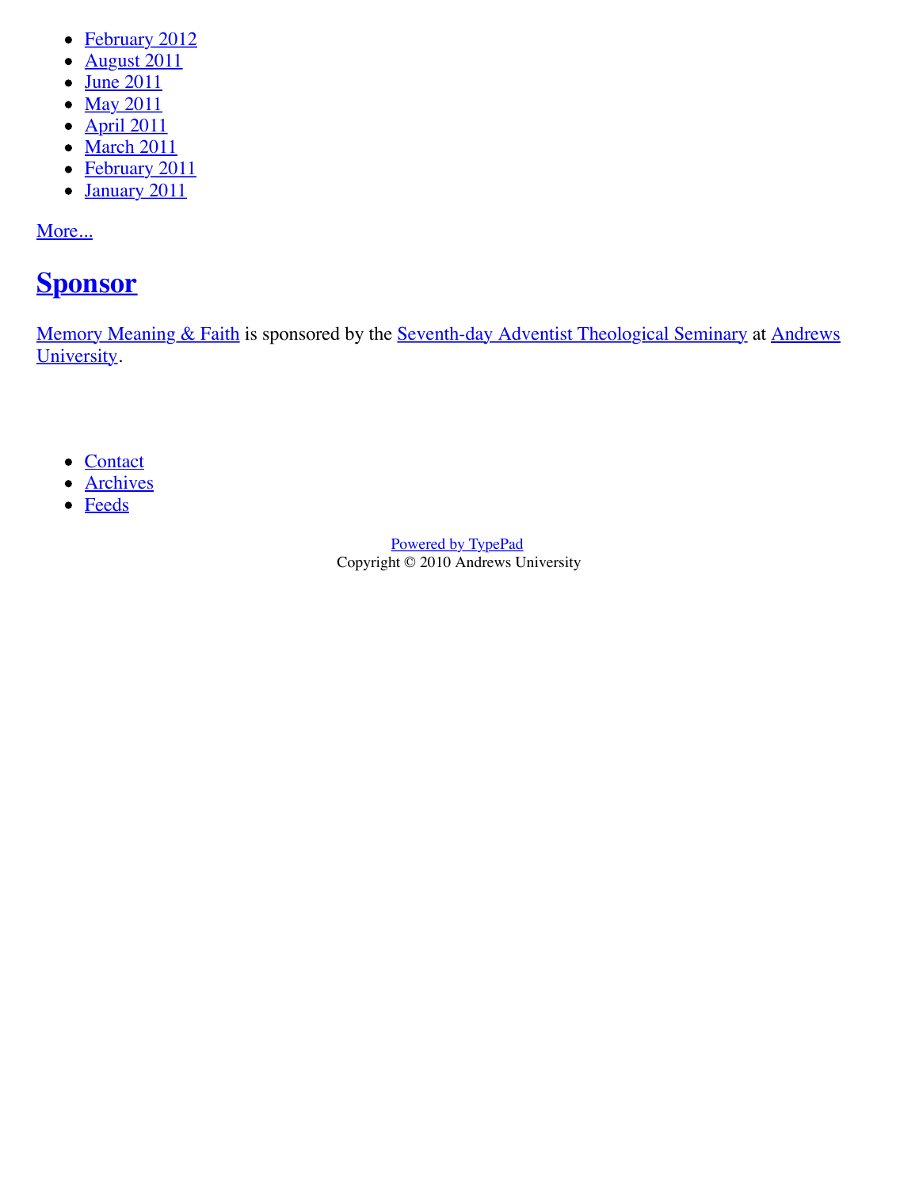- February 2012
- August 2011
- June 2011
- May 2011
- April 2011
- March 2011
- February 2011
- January 2011

More...

## Sponsor

Memory Meaning & Faith is sponsored by the Seventh-day Adventist Theological Seminary at Andrews University.

- Contact
- Archives
- Feeds

Powered by TypePad
Copyright © 2010 Andrews University